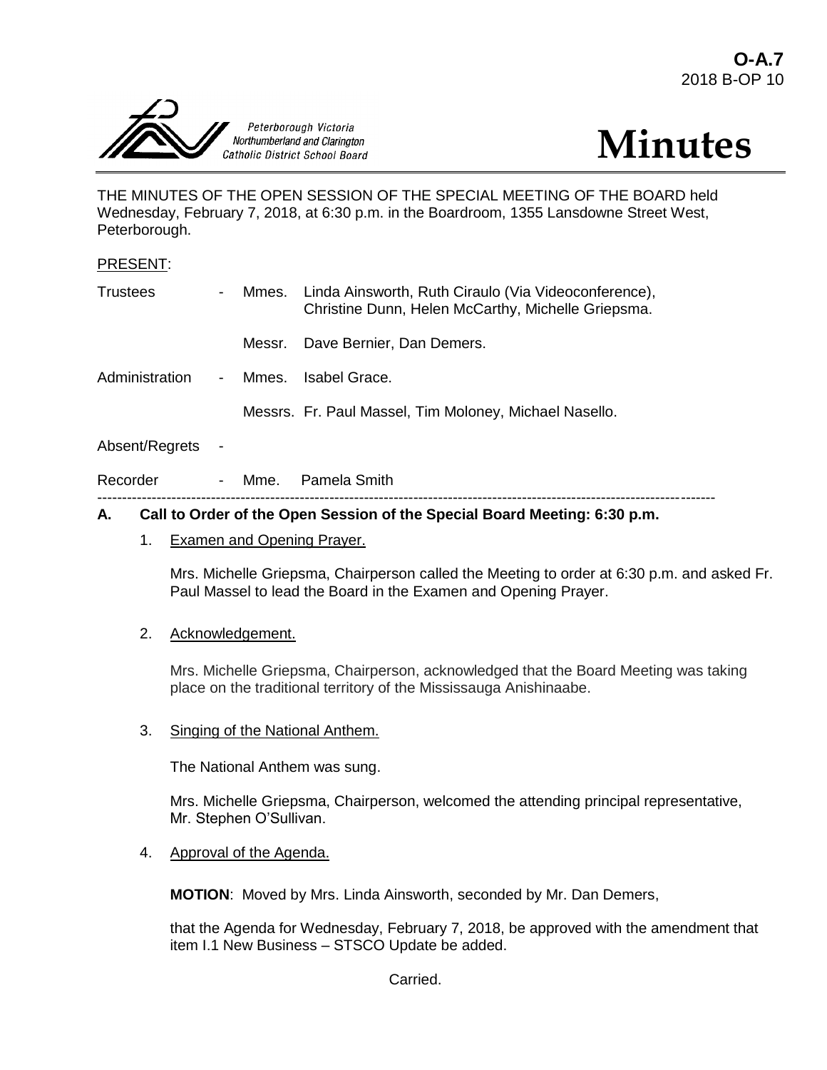**O-A.7**
2018 B-OP 10

Peterborough Victoria Northumberland and Clarington Catholic District School Board

# Minutes

THE MINUTES OF THE OPEN SESSION OF THE SPECIAL MEETING OF THE BOARD held Wednesday, February 7, 2018, at 6:30 p.m. in the Boardroom, 1355 Lansdowne Street West, Peterborough.

PRESENT:

| | | | |
|---|---|---|---|
| Trustees | - | Mmes. | Linda Ainsworth, Ruth Ciraulo (Via Videoconference), Christine Dunn, Helen McCarthy, Michelle Griepsma. |
| | | Messr. | Dave Bernier, Dan Demers. |
| Administration | - | Mmes. | Isabel Grace. |
| | | Messrs. | Fr. Paul Massel, Tim Moloney, Michael Nasello. |
| Absent/Regrets | - | | |
| Recorder | - | Mme. | Pamela Smith |

---

## A. Call to Order of the Open Session of the Special Board Meeting: 6:30 p.m.

1. Examen and Opening Prayer.

   Mrs. Michelle Griepsma, Chairperson called the Meeting to order at 6:30 p.m. and asked Fr. Paul Massel to lead the Board in the Examen and Opening Prayer.

2. Acknowledgement.

   Mrs. Michelle Griepsma, Chairperson, acknowledged that the Board Meeting was taking place on the traditional territory of the Mississauga Anishinaabe.

3. Singing of the National Anthem.

   The National Anthem was sung.

   Mrs. Michelle Griepsma, Chairperson, welcomed the attending principal representative, Mr. Stephen O'Sullivan.

4. Approval of the Agenda.

   **MOTION**: Moved by Mrs. Linda Ainsworth, seconded by Mr. Dan Demers,

   that the Agenda for Wednesday, February 7, 2018, be approved with the amendment that item I.1 New Business – STSCO Update be added.

   Carried.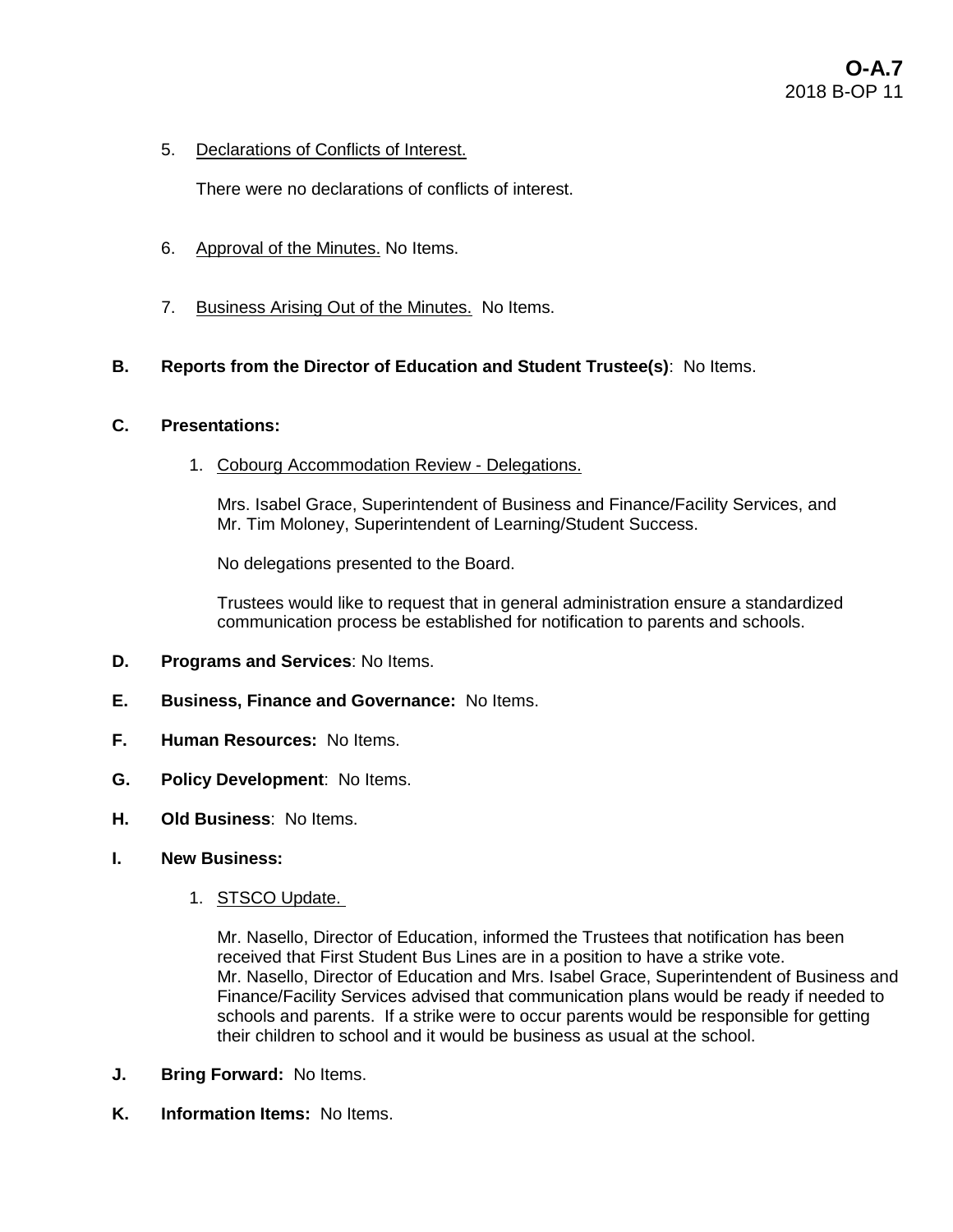5. Declarations of Conflicts of Interest.

   There were no declarations of conflicts of interest.

6. Approval of the Minutes. No Items.

7. Business Arising Out of the Minutes. No Items.

**B. Reports from the Director of Education and Student Trustee(s)**: No Items.

**C. Presentations:**

1. Cobourg Accommodation Review - Delegations.

   Mrs. Isabel Grace, Superintendent of Business and Finance/Facility Services, and Mr. Tim Moloney, Superintendent of Learning/Student Success.

   No delegations presented to the Board.

   Trustees would like to request that in general administration ensure a standardized communication process be established for notification to parents and schools.

**D. Programs and Services**: No Items.

**E. Business, Finance and Governance:** No Items.

**F. Human Resources:** No Items.

**G. Policy Development**: No Items.

**H. Old Business**: No Items.

**I. New Business:**

1. STSCO Update.

   Mr. Nasello, Director of Education, informed the Trustees that notification has been received that First Student Bus Lines are in a position to have a strike vote. Mr. Nasello, Director of Education and Mrs. Isabel Grace, Superintendent of Business and Finance/Facility Services advised that communication plans would be ready if needed to schools and parents. If a strike were to occur parents would be responsible for getting their children to school and it would be business as usual at the school.

**J. Bring Forward:** No Items.

**K. Information Items:** No Items.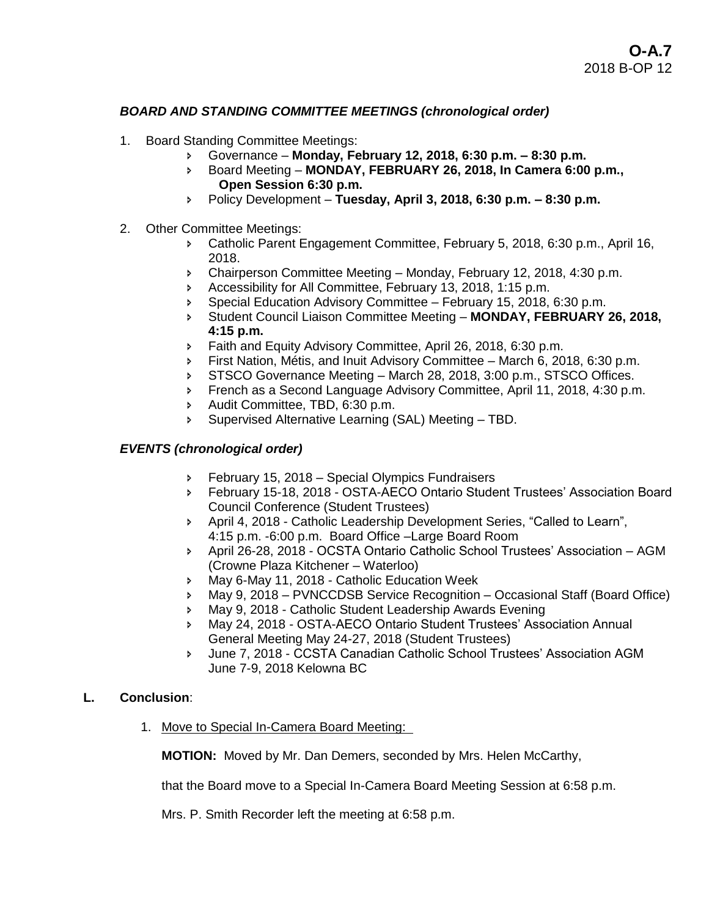***BOARD AND STANDING COMMITTEE MEETINGS (chronological order)***

1. Board Standing Committee Meetings:
   - Governance – **Monday, February 12, 2018, 6:30 p.m. – 8:30 p.m.**
   - Board Meeting – **MONDAY, FEBRUARY 26, 2018, In Camera 6:00 p.m., Open Session 6:30 p.m.**
   - Policy Development – **Tuesday, April 3, 2018, 6:30 p.m. – 8:30 p.m.**

2. Other Committee Meetings:
   - Catholic Parent Engagement Committee, February 5, 2018, 6:30 p.m., April 16, 2018.
   - Chairperson Committee Meeting – Monday, February 12, 2018, 4:30 p.m.
   - Accessibility for All Committee, February 13, 2018, 1:15 p.m.
   - Special Education Advisory Committee – February 15, 2018, 6:30 p.m.
   - Student Council Liaison Committee Meeting – **MONDAY, FEBRUARY 26, 2018, 4:15 p.m.**
   - Faith and Equity Advisory Committee, April 26, 2018, 6:30 p.m.
   - First Nation, Métis, and Inuit Advisory Committee – March 6, 2018, 6:30 p.m.
   - STSCO Governance Meeting – March 28, 2018, 3:00 p.m., STSCO Offices.
   - French as a Second Language Advisory Committee, April 11, 2018, 4:30 p.m.
   - Audit Committee, TBD, 6:30 p.m.
   - Supervised Alternative Learning (SAL) Meeting – TBD.

***EVENTS (chronological order)***

- February 15, 2018 – Special Olympics Fundraisers
- February 15-18, 2018 - OSTA-AECO Ontario Student Trustees' Association Board Council Conference (Student Trustees)
- April 4, 2018 - Catholic Leadership Development Series, "Called to Learn", 4:15 p.m. -6:00 p.m. Board Office –Large Board Room
- April 26-28, 2018 - OCSTA Ontario Catholic School Trustees' Association – AGM (Crowne Plaza Kitchener – Waterloo)
- May 6-May 11, 2018 - Catholic Education Week
- May 9, 2018 – PVNCCDSB Service Recognition – Occasional Staff (Board Office)
- May 9, 2018 - Catholic Student Leadership Awards Evening
- May 24, 2018 - OSTA-AECO Ontario Student Trustees' Association Annual General Meeting May 24-27, 2018 (Student Trustees)
- June 7, 2018 - CCSTA Canadian Catholic School Trustees' Association AGM June 7-9, 2018 Kelowna BC

**L. Conclusion**:

1. Move to Special In-Camera Board Meeting:

   **MOTION:** Moved by Mr. Dan Demers, seconded by Mrs. Helen McCarthy,

   that the Board move to a Special In-Camera Board Meeting Session at 6:58 p.m.

   Mrs. P. Smith Recorder left the meeting at 6:58 p.m.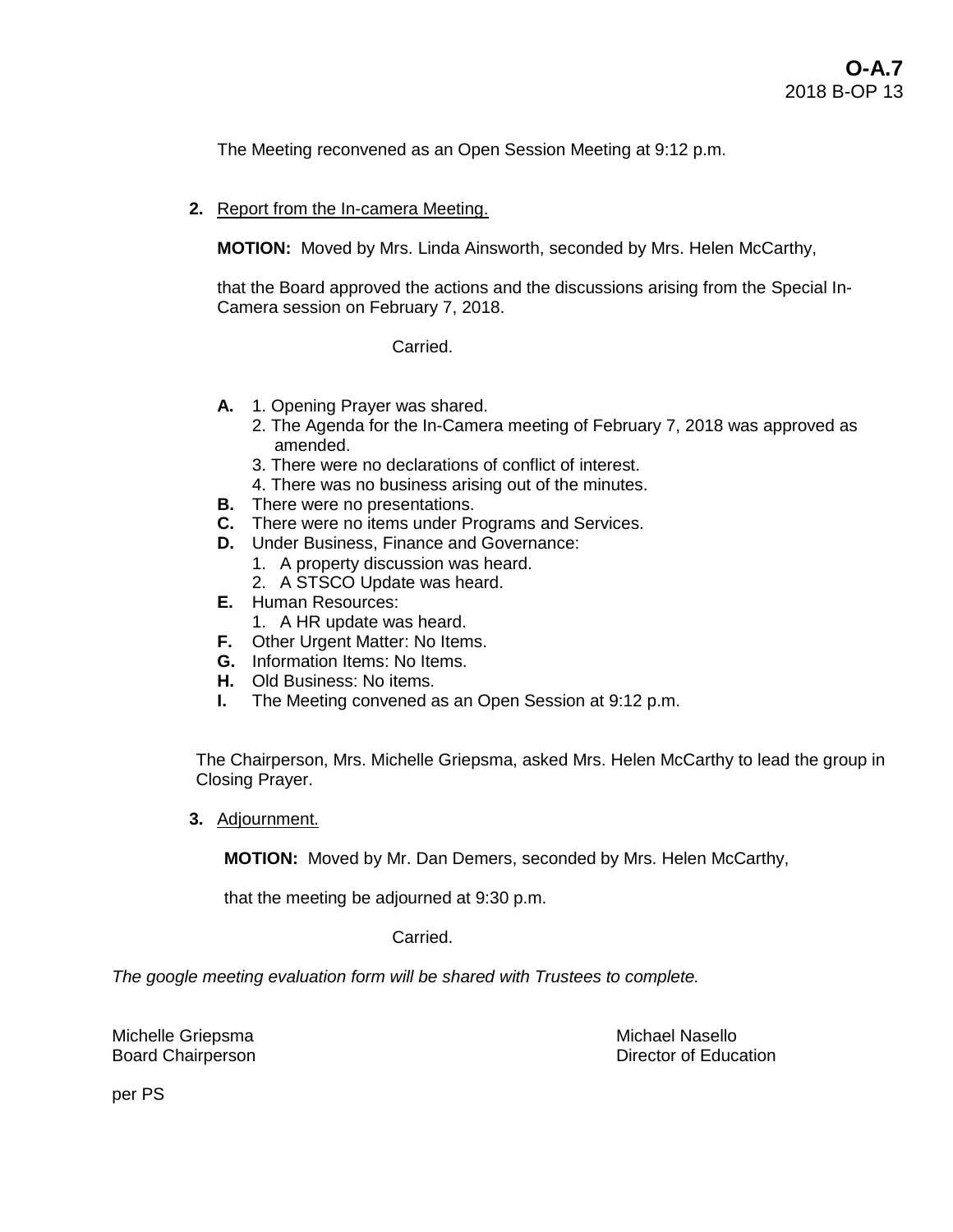The Meeting reconvened as an Open Session Meeting at 9:12 p.m.

**2.** <u>Report from the In-camera Meeting.</u>

**MOTION:** Moved by Mrs. Linda Ainsworth, seconded by Mrs. Helen McCarthy,

that the Board approved the actions and the discussions arising from the Special In-Camera session on February 7, 2018.

Carried.

**A.** 1. Opening Prayer was shared.
   2. The Agenda for the In-Camera meeting of February 7, 2018 was approved as amended.
   3. There were no declarations of conflict of interest.
   4. There was no business arising out of the minutes.

**B.** There were no presentations.

**C.** There were no items under Programs and Services.

**D.** Under Business, Finance and Governance:
   1. A property discussion was heard.
   2. A STSCO Update was heard.

**E.** Human Resources:
   1. A HR update was heard.

**F.** Other Urgent Matter: No Items.

**G.** Information Items: No Items.

**H.** Old Business: No items.

**I.** The Meeting convened as an Open Session at 9:12 p.m.

The Chairperson, Mrs. Michelle Griepsma, asked Mrs. Helen McCarthy to lead the group in Closing Prayer.

**3.** <u>Adjournment.</u>

**MOTION:** Moved by Mr. Dan Demers, seconded by Mrs. Helen McCarthy,

that the meeting be adjourned at 9:30 p.m.

Carried.

*The google meeting evaluation form will be shared with Trustees to complete.*

Michelle Griepsma
Board Chairperson

Michael Nasello
Director of Education

per PS